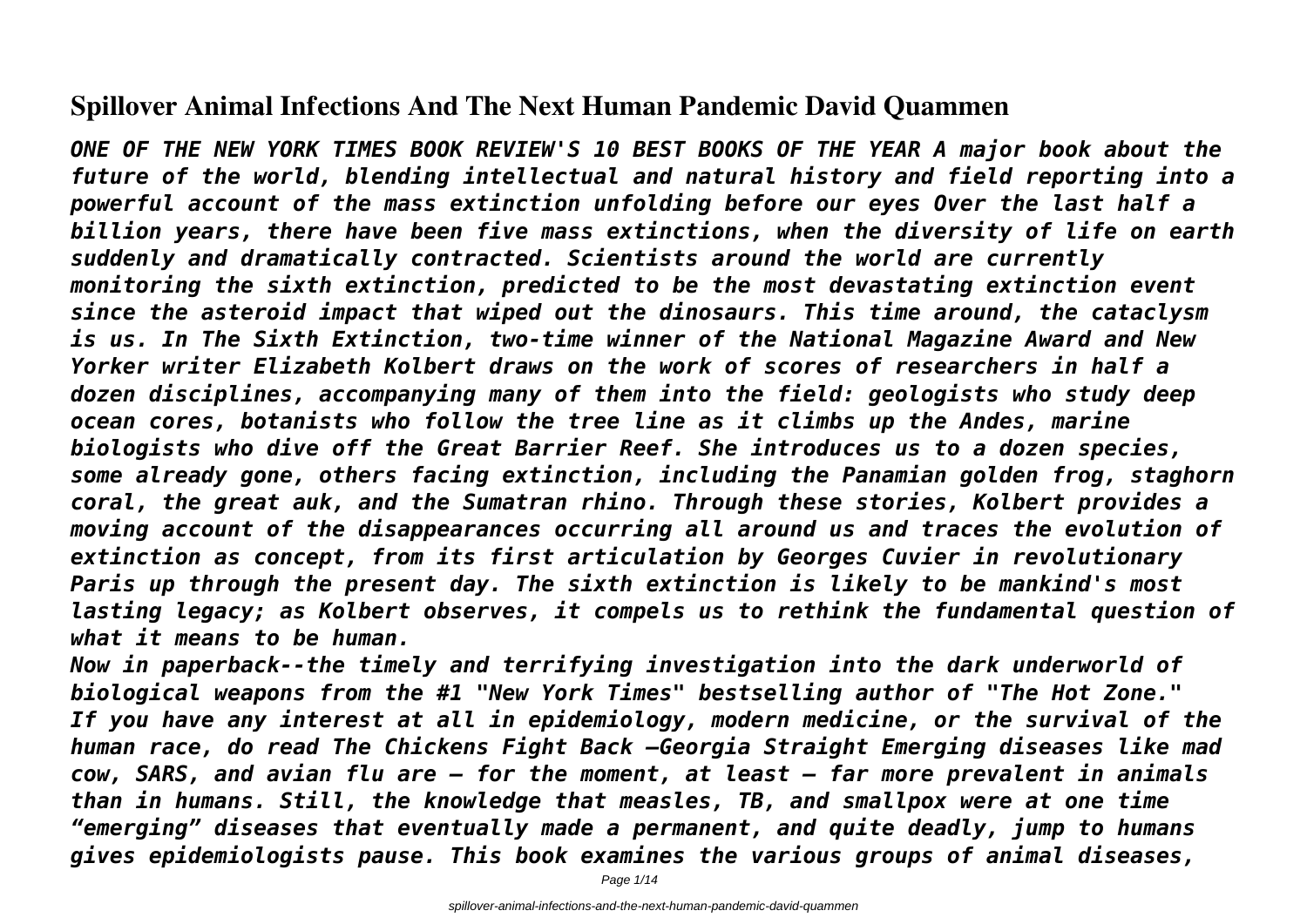# Spillover Animal Infections And The Next Human Pandemic David Quammen

*ONE OF THE NEW YORK TIMES BOOK REVIEW'S 10 BEST BOOKS OF THE YEAR A major book about the future of the world, blending intellectual and natural history and field reporting into a powerful account of the mass extinction unfolding before our eyes Over the last half a billion years, there have been five mass extinctions, when the diversity of life on earth suddenly and dramatically contracted. Scientists around the world are currently monitoring the sixth extinction, predicted to be the most devastating extinction event since the asteroid impact that wiped out the dinosaurs. This time around, the cataclysm is us. In The Sixth Extinction, two-time winner of the National Magazine Award and New Yorker writer Elizabeth Kolbert draws on the work of scores of researchers in half a dozen disciplines, accompanying many of them into the field: geologists who study deep ocean cores, botanists who follow the tree line as it climbs up the Andes, marine biologists who dive off the Great Barrier Reef. She introduces us to a dozen species, some already gone, others facing extinction, including the Panamian golden frog, staghorn coral, the great auk, and the Sumatran rhino. Through these stories, Kolbert provides a moving account of the disappearances occurring all around us and traces the evolution of extinction as concept, from its first articulation by Georges Cuvier in revolutionary Paris up through the present day. The sixth extinction is likely to be mankind's most lasting legacy; as Kolbert observes, it compels us to rethink the fundamental question of what it means to be human.*

*Now in paperback--the timely and terrifying investigation into the dark underworld of biological weapons from the #1 "New York Times" bestselling author of "The Hot Zone." If you have any interest at all in epidemiology, modern medicine, or the survival of the human race, do read The Chickens Fight Back —Georgia Straight Emerging diseases like mad cow, SARS, and avian flu are — for the moment, at least — far more prevalent in animals than in humans. Still, the knowledge that measles, TB, and smallpox were at one time "emerging" diseases that eventually made a permanent, and quite deadly, jump to humans gives epidemiologists pause. This book examines the various groups of animal diseases,*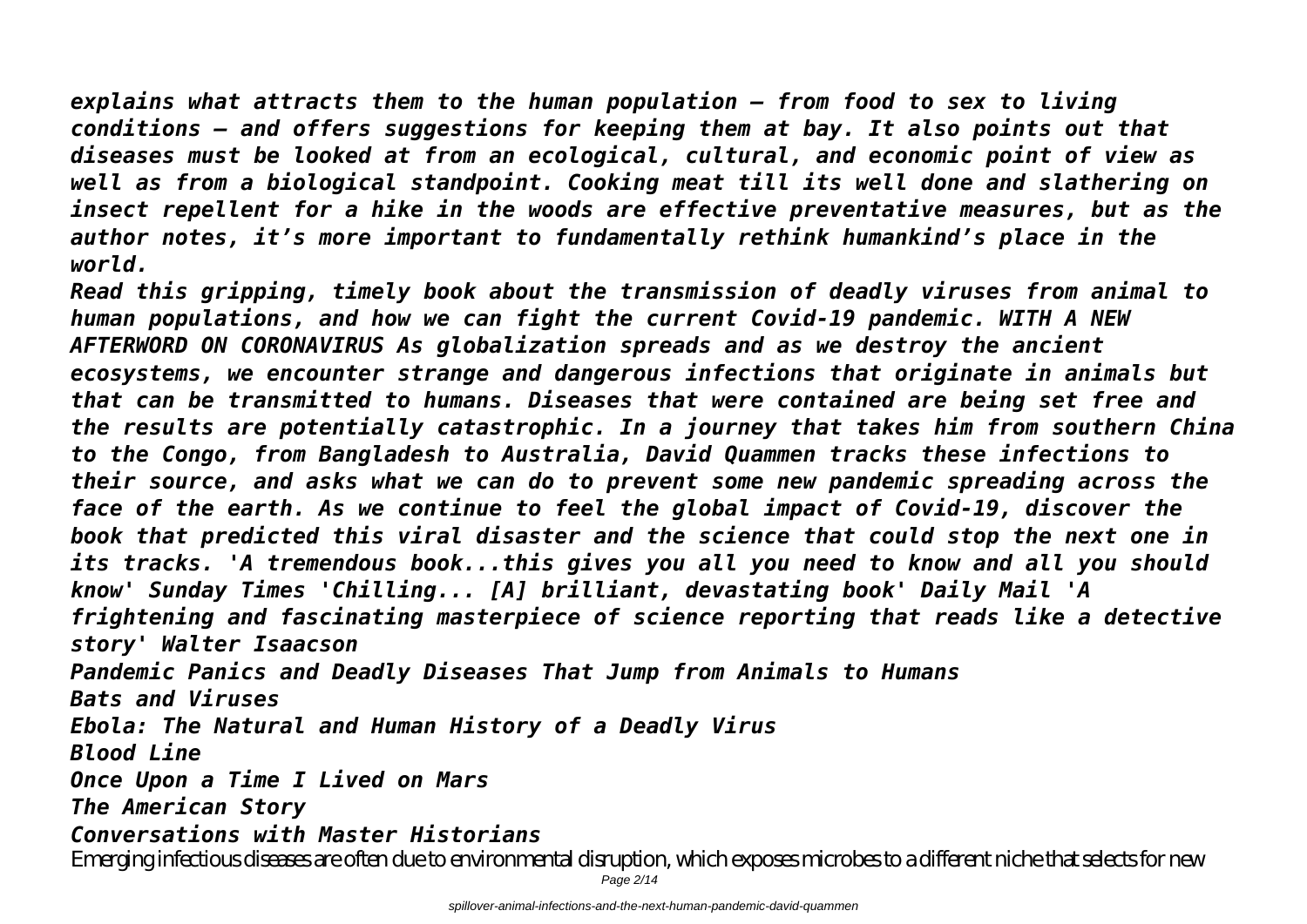*explains what attracts them to the human population — from food to sex to living conditions — and offers suggestions for keeping them at bay. It also points out that diseases must be looked at from an ecological, cultural, and economic point of view as well as from a biological standpoint. Cooking meat till its well done and slathering on insect repellent for a hike in the woods are effective preventative measures, but as the author notes, it's more important to fundamentally rethink humankind's place in the world.*

*Read this gripping, timely book about the transmission of deadly viruses from animal to human populations, and how we can fight the current Covid-19 pandemic. WITH A NEW AFTERWORD ON CORONAVIRUS As globalization spreads and as we destroy the ancient ecosystems, we encounter strange and dangerous infections that originate in animals but that can be transmitted to humans. Diseases that were contained are being set free and the results are potentially catastrophic. In a journey that takes him from southern China to the Congo, from Bangladesh to Australia, David Quammen tracks these infections to their source, and asks what we can do to prevent some new pandemic spreading across the face of the earth. As we continue to feel the global impact of Covid-19, discover the book that predicted this viral disaster and the science that could stop the next one in its tracks. 'A tremendous book...this gives you all you need to know and all you should know' Sunday Times 'Chilling... [A] brilliant, devastating book' Daily Mail 'A frightening and fascinating masterpiece of science reporting that reads like a detective story' Walter Isaacson*

*Pandemic Panics and Deadly Diseases That Jump from Animals to Humans*

*Bats and Viruses*

*Ebola: The Natural and Human History of a Deadly Virus*

*Blood Line*

*Once Upon a Time I Lived on Mars*

*The American Story*

*Conversations with Master Historians*

Emerging infectious diseases are often due to environmental disruption, which exposes microbes to a different niche that selects for new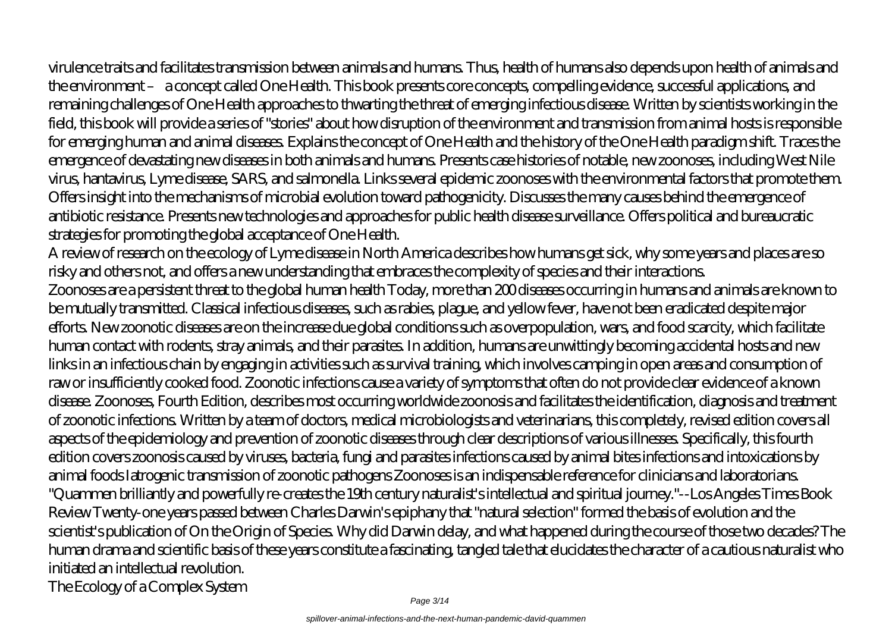virulence traits and facilitates transmission between animals and humans. Thus, health of humans also depends upon health of animals and the environment – a concept called One Health. This book presents core concepts, compelling evidence, successful applications, and remaining challenges of One Health approaches to thwarting the threat of emerging infectious disease. Written by scientists working in the field, this book will provide a series of "stories" about how disruption of the environment and transmission from animal hosts is responsible for emerging human and animal diseases. Explains the concept of One Health and the history of the One Health paradigm shift. Traces the emergence of devastating new diseases in both animals and humans. Presents case histories of notable, new zoonoses, including West Nile virus, hantavirus, Lyme disease, SARS, and salmonella. Links several epidemic zoonoses with the environmental factors that promote them. Offers insight into the mechanisms of microbial evolution toward pathogenicity. Discusses the many causes behind the emergence of antibiotic resistance. Presents new technologies and approaches for public health disease surveillance. Offers political and bureaucratic strategies for promoting the global acceptance of One Health.

A review of research on the ecology of Lyme disease in North America describes how humans get sick, why some years and places are so risky and others not, and offers a new understanding that embraces the complexity of species and their interactions.

Zoonoses are a persistent threat to the global human health Today, more than 200 diseases occurring in humans and animals are known to be mutually transmitted. Classical infectious diseases, such as rabies, plague, and yellow fever, have not been eradicated despite major efforts. New zoonotic diseases are on the increase due global conditions such as overpopulation, wars, and food scarcity, which facilitate human contact with rodents, stray animals, and their parasites. In addition, humans are unwittingly becoming accidental hosts and new links in an infectious chain by engaging in activities such as survival training, which involves camping in open areas and consumption of raw or insufficiently cooked food. Zoonotic infections cause a variety of symptoms that often do not provide clear evidence of a known disease. Zoonoses, Fourth Edition, describes most occurring worldwide zoonosis and facilitates the identification, diagnosis and treatment of zoonotic infections. Written by a team of doctors, medical microbiologists and veterinarians, this completely, revised edition covers all aspects of the epidemiology and prevention of zoonotic diseases through clear descriptions of various illnesses. Specifically, this fourth edition covers zoonosis caused by viruses, bacteria, fungi and parasites infections caused by animal bites infections and intoxications by animal foods Iatrogenic transmission of zoonotic pathogens Zoonoses is an indispensable reference for clinicians and laboratorians.

"Quammen brilliantly and powerfully re-creates the 19th century naturalist's intellectual and spiritual journey."--Los Angeles Times Book Review Twenty-one years passed between Charles Darwin's epiphany that "natural selection" formed the basis of evolution and the scientist's publication of On the Origin of Species. Why did Darwin delay, and what happened during the course of those two decades? The human drama and scientific basis of these years constitute a fascinating, tangled tale that elucidates the character of a cautious naturalist who initiated an intellectual revolution.

The Ecology of a Complex System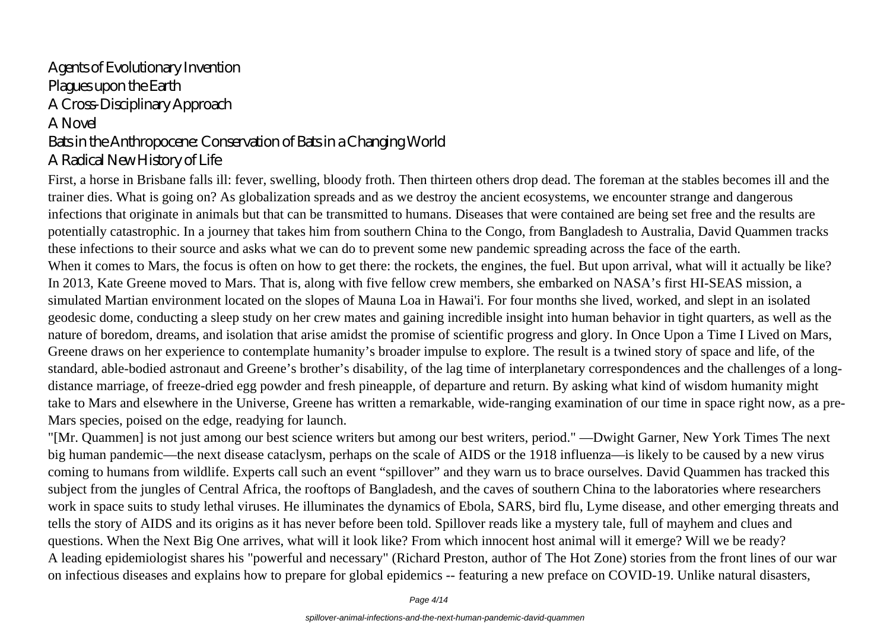Agents of Evolutionary Invention
Plagues upon the Earth
A Cross-Disciplinary Approach
A Novel
Bats in the Anthropocene: Conservation of Bats in a Changing World
A Radical New History of Life

First, a horse in Brisbane falls ill: fever, swelling, bloody froth. Then thirteen others drop dead. The foreman at the stables becomes ill and the trainer dies. What is going on? As globalization spreads and as we destroy the ancient ecosystems, we encounter strange and dangerous infections that originate in animals but that can be transmitted to humans. Diseases that were contained are being set free and the results are potentially catastrophic. In a journey that takes him from southern China to the Congo, from Bangladesh to Australia, David Quammen tracks these infections to their source and asks what we can do to prevent some new pandemic spreading across the face of the earth.

When it comes to Mars, the focus is often on how to get there: the rockets, the engines, the fuel. But upon arrival, what will it actually be like? In 2013, Kate Greene moved to Mars. That is, along with five fellow crew members, she embarked on NASA's first HI-SEAS mission, a simulated Martian environment located on the slopes of Mauna Loa in Hawai'i. For four months she lived, worked, and slept in an isolated geodesic dome, conducting a sleep study on her crew mates and gaining incredible insight into human behavior in tight quarters, as well as the nature of boredom, dreams, and isolation that arise amidst the promise of scientific progress and glory. In Once Upon a Time I Lived on Mars, Greene draws on her experience to contemplate humanity's broader impulse to explore. The result is a twined story of space and life, of the standard, able-bodied astronaut and Greene's brother's disability, of the lag time of interplanetary correspondences and the challenges of a long-distance marriage, of freeze-dried egg powder and fresh pineapple, of departure and return. By asking what kind of wisdom humanity might take to Mars and elsewhere in the Universe, Greene has written a remarkable, wide-ranging examination of our time in space right now, as a pre-Mars species, poised on the edge, readying for launch.

"[Mr. Quammen] is not just among our best science writers but among our best writers, period." —Dwight Garner, New York Times The next big human pandemic—the next disease cataclysm, perhaps on the scale of AIDS or the 1918 influenza—is likely to be caused by a new virus coming to humans from wildlife. Experts call such an event "spillover" and they warn us to brace ourselves. David Quammen has tracked this subject from the jungles of Central Africa, the rooftops of Bangladesh, and the caves of southern China to the laboratories where researchers work in space suits to study lethal viruses. He illuminates the dynamics of Ebola, SARS, bird flu, Lyme disease, and other emerging threats and tells the story of AIDS and its origins as it has never before been told. Spillover reads like a mystery tale, full of mayhem and clues and questions. When the Next Big One arrives, what will it look like? From which innocent host animal will it emerge? Will we be ready?

A leading epidemiologist shares his "powerful and necessary" (Richard Preston, author of The Hot Zone) stories from the front lines of our war on infectious diseases and explains how to prepare for global epidemics -- featuring a new preface on COVID-19. Unlike natural disasters,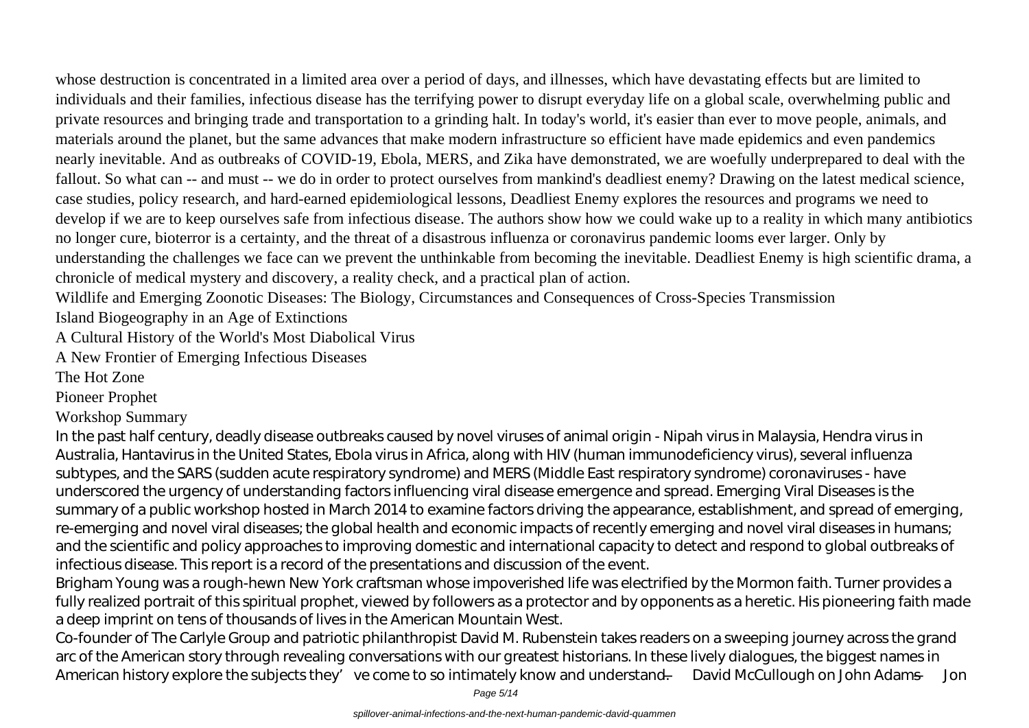whose destruction is concentrated in a limited area over a period of days, and illnesses, which have devastating effects but are limited to individuals and their families, infectious disease has the terrifying power to disrupt everyday life on a global scale, overwhelming public and private resources and bringing trade and transportation to a grinding halt. In today's world, it's easier than ever to move people, animals, and materials around the planet, but the same advances that make modern infrastructure so efficient have made epidemics and even pandemics nearly inevitable. And as outbreaks of COVID-19, Ebola, MERS, and Zika have demonstrated, we are woefully underprepared to deal with the fallout. So what can -- and must -- we do in order to protect ourselves from mankind's deadliest enemy? Drawing on the latest medical science, case studies, policy research, and hard-earned epidemiological lessons, Deadliest Enemy explores the resources and programs we need to develop if we are to keep ourselves safe from infectious disease. The authors show how we could wake up to a reality in which many antibiotics no longer cure, bioterror is a certainty, and the threat of a disastrous influenza or coronavirus pandemic looms ever larger. Only by understanding the challenges we face can we prevent the unthinkable from becoming the inevitable. Deadliest Enemy is high scientific drama, a chronicle of medical mystery and discovery, a reality check, and a practical plan of action.

Wildlife and Emerging Zoonotic Diseases: The Biology, Circumstances and Consequences of Cross-Species Transmission

Island Biogeography in an Age of Extinctions

A Cultural History of the World's Most Diabolical Virus

A New Frontier of Emerging Infectious Diseases

The Hot Zone

Pioneer Prophet

Workshop Summary

In the past half century, deadly disease outbreaks caused by novel viruses of animal origin - Nipah virus in Malaysia, Hendra virus in Australia, Hantavirus in the United States, Ebola virus in Africa, along with HIV (human immunodeficiency virus), several influenza subtypes, and the SARS (sudden acute respiratory syndrome) and MERS (Middle East respiratory syndrome) coronaviruses - have underscored the urgency of understanding factors influencing viral disease emergence and spread. Emerging Viral Diseases is the summary of a public workshop hosted in March 2014 to examine factors driving the appearance, establishment, and spread of emerging, re-emerging and novel viral diseases; the global health and economic impacts of recently emerging and novel viral diseases in humans; and the scientific and policy approaches to improving domestic and international capacity to detect and respond to global outbreaks of infectious disease. This report is a record of the presentations and discussion of the event.

Brigham Young was a rough-hewn New York craftsman whose impoverished life was electrified by the Mormon faith. Turner provides a fully realized portrait of this spiritual prophet, viewed by followers as a protector and by opponents as a heretic. His pioneering faith made a deep imprint on tens of thousands of lives in the American Mountain West.

Co-founder of The Carlyle Group and patriotic philanthropist David M. Rubenstein takes readers on a sweeping journey across the grand arc of the American story through revealing conversations with our greatest historians. In these lively dialogues, the biggest names in American history explore the subjects they've come to so intimately know and understand.— David McCullough on John Adams — Jon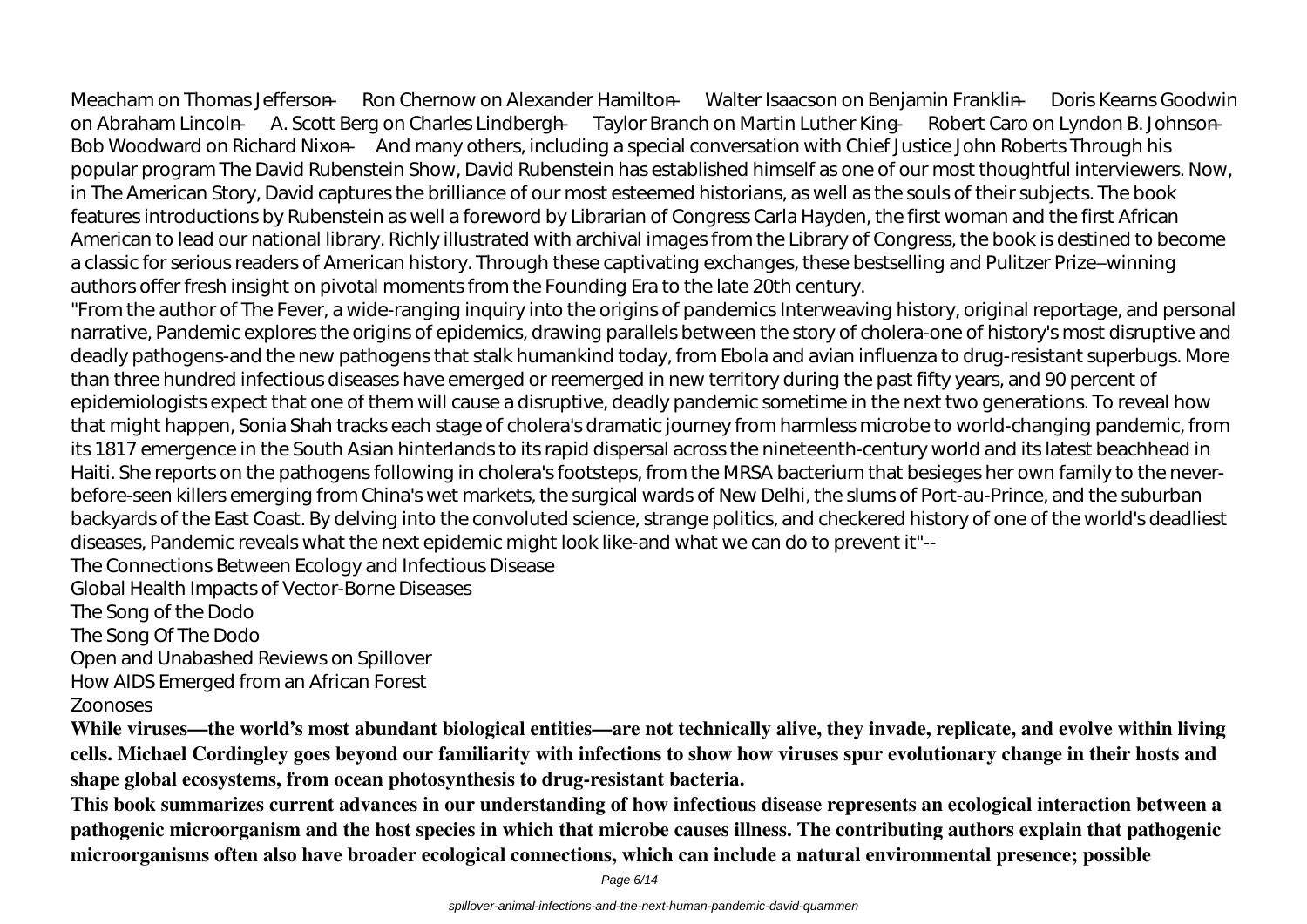Meacham on Thomas Jefferson — Ron Chernow on Alexander Hamilton — Walter Isaacson on Benjamin Franklin — Doris Kearns Goodwin on Abraham Lincoln — A. Scott Berg on Charles Lindbergh — Taylor Branch on Martin Luther King — Robert Caro on Lyndon B. Johnson — Bob Woodward on Richard Nixon — And many others, including a special conversation with Chief Justice John Roberts Through his popular program The David Rubenstein Show, David Rubenstein has established himself as one of our most thoughtful interviewers. Now, in The American Story, David captures the brilliance of our most esteemed historians, as well as the souls of their subjects. The book features introductions by Rubenstein as well a foreword by Librarian of Congress Carla Hayden, the first woman and the first African American to lead our national library. Richly illustrated with archival images from the Library of Congress, the book is destined to become a classic for serious readers of American history. Through these captivating exchanges, these bestselling and Pulitzer Prize–winning authors offer fresh insight on pivotal moments from the Founding Era to the late 20th century.

"From the author of The Fever, a wide-ranging inquiry into the origins of pandemics Interweaving history, original reportage, and personal narrative, Pandemic explores the origins of epidemics, drawing parallels between the story of cholera-one of history's most disruptive and deadly pathogens-and the new pathogens that stalk humankind today, from Ebola and avian influenza to drug-resistant superbugs. More than three hundred infectious diseases have emerged or reemerged in new territory during the past fifty years, and 90 percent of epidemiologists expect that one of them will cause a disruptive, deadly pandemic sometime in the next two generations. To reveal how that might happen, Sonia Shah tracks each stage of cholera's dramatic journey from harmless microbe to world-changing pandemic, from its 1817 emergence in the South Asian hinterlands to its rapid dispersal across the nineteenth-century world and its latest beachhead in Haiti. She reports on the pathogens following in cholera's footsteps, from the MRSA bacterium that besieges her own family to the never-before-seen killers emerging from China's wet markets, the surgical wards of New Delhi, the slums of Port-au-Prince, and the suburban backyards of the East Coast. By delving into the convoluted science, strange politics, and checkered history of one of the world's deadliest diseases, Pandemic reveals what the next epidemic might look like-and what we can do to prevent it"--

The Connections Between Ecology and Infectious Disease

Global Health Impacts of Vector-Borne Diseases

The Song of the Dodo

The Song Of The Dodo

Open and Unabashed Reviews on Spillover

How AIDS Emerged from an African Forest

Zoonoses

**While viruses—the world's most abundant biological entities—are not technically alive, they invade, replicate, and evolve within living cells. Michael Cordingley goes beyond our familiarity with infections to show how viruses spur evolutionary change in their hosts and shape global ecosystems, from ocean photosynthesis to drug-resistant bacteria.**

**This book summarizes current advances in our understanding of how infectious disease represents an ecological interaction between a pathogenic microorganism and the host species in which that microbe causes illness. The contributing authors explain that pathogenic microorganisms often also have broader ecological connections, which can include a natural environmental presence; possible**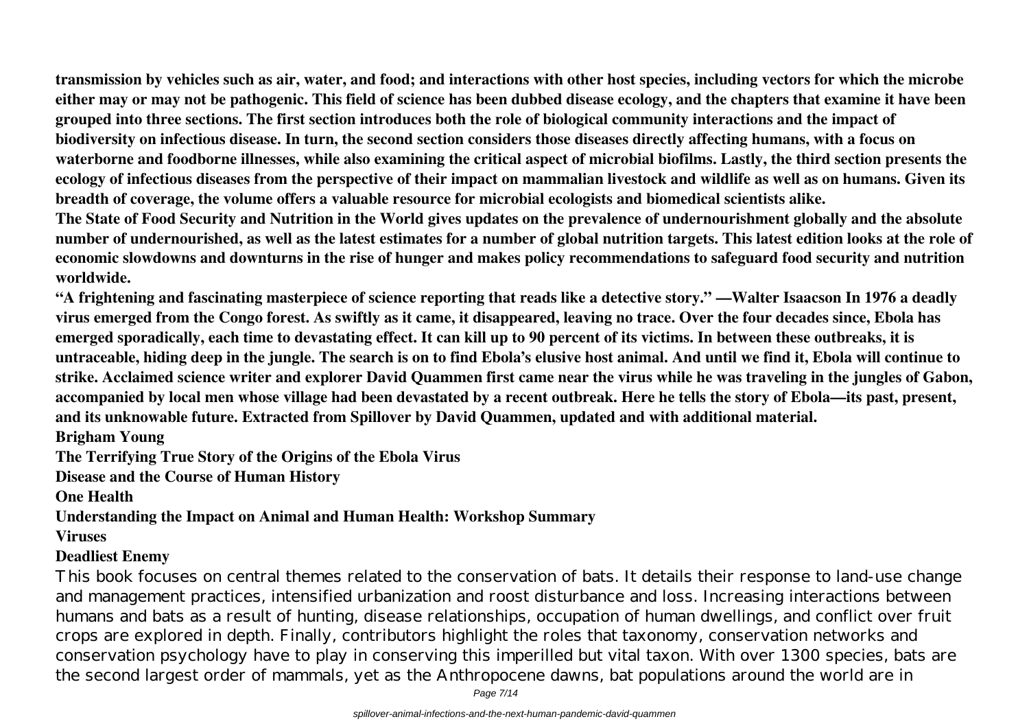**transmission by vehicles such as air, water, and food; and interactions with other host species, including vectors for which the microbe either may or may not be pathogenic. This field of science has been dubbed disease ecology, and the chapters that examine it have been grouped into three sections. The first section introduces both the role of biological community interactions and the impact of biodiversity on infectious disease. In turn, the second section considers those diseases directly affecting humans, with a focus on waterborne and foodborne illnesses, while also examining the critical aspect of microbial biofilms. Lastly, the third section presents the ecology of infectious diseases from the perspective of their impact on mammalian livestock and wildlife as well as on humans. Given its breadth of coverage, the volume offers a valuable resource for microbial ecologists and biomedical scientists alike.**

**The State of Food Security and Nutrition in the World gives updates on the prevalence of undernourishment globally and the absolute number of undernourished, as well as the latest estimates for a number of global nutrition targets. This latest edition looks at the role of economic slowdowns and downturns in the rise of hunger and makes policy recommendations to safeguard food security and nutrition worldwide.**

**"A frightening and fascinating masterpiece of science reporting that reads like a detective story." —Walter Isaacson In 1976 a deadly virus emerged from the Congo forest. As swiftly as it came, it disappeared, leaving no trace. Over the four decades since, Ebola has emerged sporadically, each time to devastating effect. It can kill up to 90 percent of its victims. In between these outbreaks, it is untraceable, hiding deep in the jungle. The search is on to find Ebola's elusive host animal. And until we find it, Ebola will continue to strike. Acclaimed science writer and explorer David Quammen first came near the virus while he was traveling in the jungles of Gabon, accompanied by local men whose village had been devastated by a recent outbreak. Here he tells the story of Ebola—its past, present, and its unknowable future. Extracted from Spillover by David Quammen, updated and with additional material.**

**Brigham Young**

**The Terrifying True Story of the Origins of the Ebola Virus**

**Disease and the Course of Human History**

**One Health**

**Understanding the Impact on Animal and Human Health: Workshop Summary**

**Viruses**

**Deadliest Enemy**

This book focuses on central themes related to the conservation of bats. It details their response to land-use change and management practices, intensified urbanization and roost disturbance and loss. Increasing interactions between humans and bats as a result of hunting, disease relationships, occupation of human dwellings, and conflict over fruit crops are explored in depth. Finally, contributors highlight the roles that taxonomy, conservation networks and conservation psychology have to play in conserving this imperilled but vital taxon. With over 1300 species, bats are the second largest order of mammals, yet as the Anthropocene dawns, bat populations around the world are in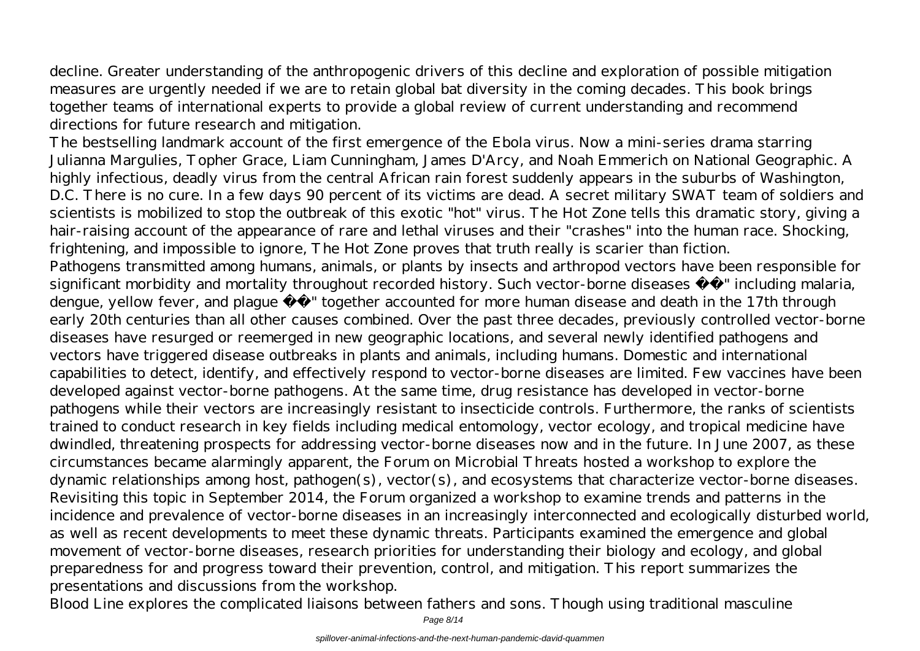decline. Greater understanding of the anthropogenic drivers of this decline and exploration of possible mitigation measures are urgently needed if we are to retain global bat diversity in the coming decades. This book brings together teams of international experts to provide a global review of current understanding and recommend directions for future research and mitigation.

The bestselling landmark account of the first emergence of the Ebola virus. Now a mini-series drama starring Julianna Margulies, Topher Grace, Liam Cunningham, James D'Arcy, and Noah Emmerich on National Geographic. A highly infectious, deadly virus from the central African rain forest suddenly appears in the suburbs of Washington, D.C. There is no cure. In a few days 90 percent of its victims are dead. A secret military SWAT team of soldiers and scientists is mobilized to stop the outbreak of this exotic "hot" virus. The Hot Zone tells this dramatic story, giving a hair-raising account of the appearance of rare and lethal viruses and their "crashes" into the human race. Shocking, frightening, and impossible to ignore, The Hot Zone proves that truth really is scarier than fiction.

Pathogens transmitted among humans, animals, or plants by insects and arthropod vectors have been responsible for significant morbidity and mortality throughout recorded history. Such vector-borne diseases ��" including malaria, dengue, yellow fever, and plague ��" together accounted for more human disease and death in the 17th through early 20th centuries than all other causes combined. Over the past three decades, previously controlled vector-borne diseases have resurged or reemerged in new geographic locations, and several newly identified pathogens and vectors have triggered disease outbreaks in plants and animals, including humans. Domestic and international capabilities to detect, identify, and effectively respond to vector-borne diseases are limited. Few vaccines have been developed against vector-borne pathogens. At the same time, drug resistance has developed in vector-borne pathogens while their vectors are increasingly resistant to insecticide controls. Furthermore, the ranks of scientists trained to conduct research in key fields including medical entomology, vector ecology, and tropical medicine have dwindled, threatening prospects for addressing vector-borne diseases now and in the future. In June 2007, as these circumstances became alarmingly apparent, the Forum on Microbial Threats hosted a workshop to explore the dynamic relationships among host, pathogen(s), vector(s), and ecosystems that characterize vector-borne diseases. Revisiting this topic in September 2014, the Forum organized a workshop to examine trends and patterns in the incidence and prevalence of vector-borne diseases in an increasingly interconnected and ecologically disturbed world, as well as recent developments to meet these dynamic threats. Participants examined the emergence and global movement of vector-borne diseases, research priorities for understanding their biology and ecology, and global preparedness for and progress toward their prevention, control, and mitigation. This report summarizes the presentations and discussions from the workshop.

Blood Line explores the complicated liaisons between fathers and sons. Though using traditional masculine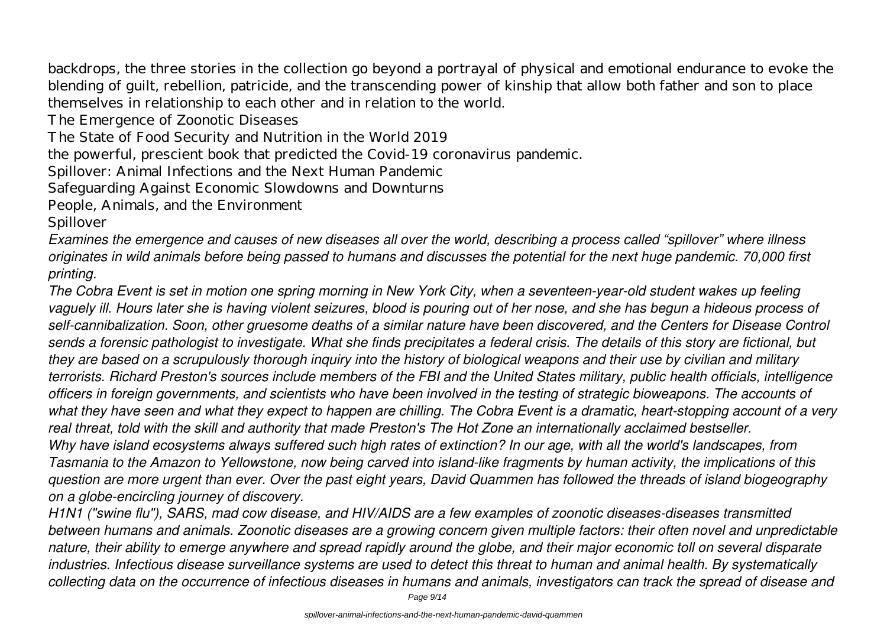backdrops, the three stories in the collection go beyond a portrayal of physical and emotional endurance to evoke the blending of guilt, rebellion, patricide, and the transcending power of kinship that allow both father and son to place themselves in relationship to each other and in relation to the world.

The Emergence of Zoonotic Diseases

The State of Food Security and Nutrition in the World 2019

the powerful, prescient book that predicted the Covid-19 coronavirus pandemic.

Spillover: Animal Infections and the Next Human Pandemic

Safeguarding Against Economic Slowdowns and Downturns

People, Animals, and the Environment

Spillover

*Examines the emergence and causes of new diseases all over the world, describing a process called "spillover" where illness originates in wild animals before being passed to humans and discusses the potential for the next huge pandemic. 70,000 first printing.*

*The Cobra Event is set in motion one spring morning in New York City, when a seventeen-year-old student wakes up feeling vaguely ill. Hours later she is having violent seizures, blood is pouring out of her nose, and she has begun a hideous process of self-cannibalization. Soon, other gruesome deaths of a similar nature have been discovered, and the Centers for Disease Control sends a forensic pathologist to investigate. What she finds precipitates a federal crisis. The details of this story are fictional, but they are based on a scrupulously thorough inquiry into the history of biological weapons and their use by civilian and military terrorists. Richard Preston's sources include members of the FBI and the United States military, public health officials, intelligence officers in foreign governments, and scientists who have been involved in the testing of strategic bioweapons. The accounts of what they have seen and what they expect to happen are chilling. The Cobra Event is a dramatic, heart-stopping account of a very real threat, told with the skill and authority that made Preston's The Hot Zone an internationally acclaimed bestseller.*

*Why have island ecosystems always suffered such high rates of extinction? In our age, with all the world's landscapes, from Tasmania to the Amazon to Yellowstone, now being carved into island-like fragments by human activity, the implications of this question are more urgent than ever. Over the past eight years, David Quammen has followed the threads of island biogeography on a globe-encircling journey of discovery.*

*H1N1 ("swine flu"), SARS, mad cow disease, and HIV/AIDS are a few examples of zoonotic diseases-diseases transmitted between humans and animals. Zoonotic diseases are a growing concern given multiple factors: their often novel and unpredictable nature, their ability to emerge anywhere and spread rapidly around the globe, and their major economic toll on several disparate industries. Infectious disease surveillance systems are used to detect this threat to human and animal health. By systematically collecting data on the occurrence of infectious diseases in humans and animals, investigators can track the spread of disease and*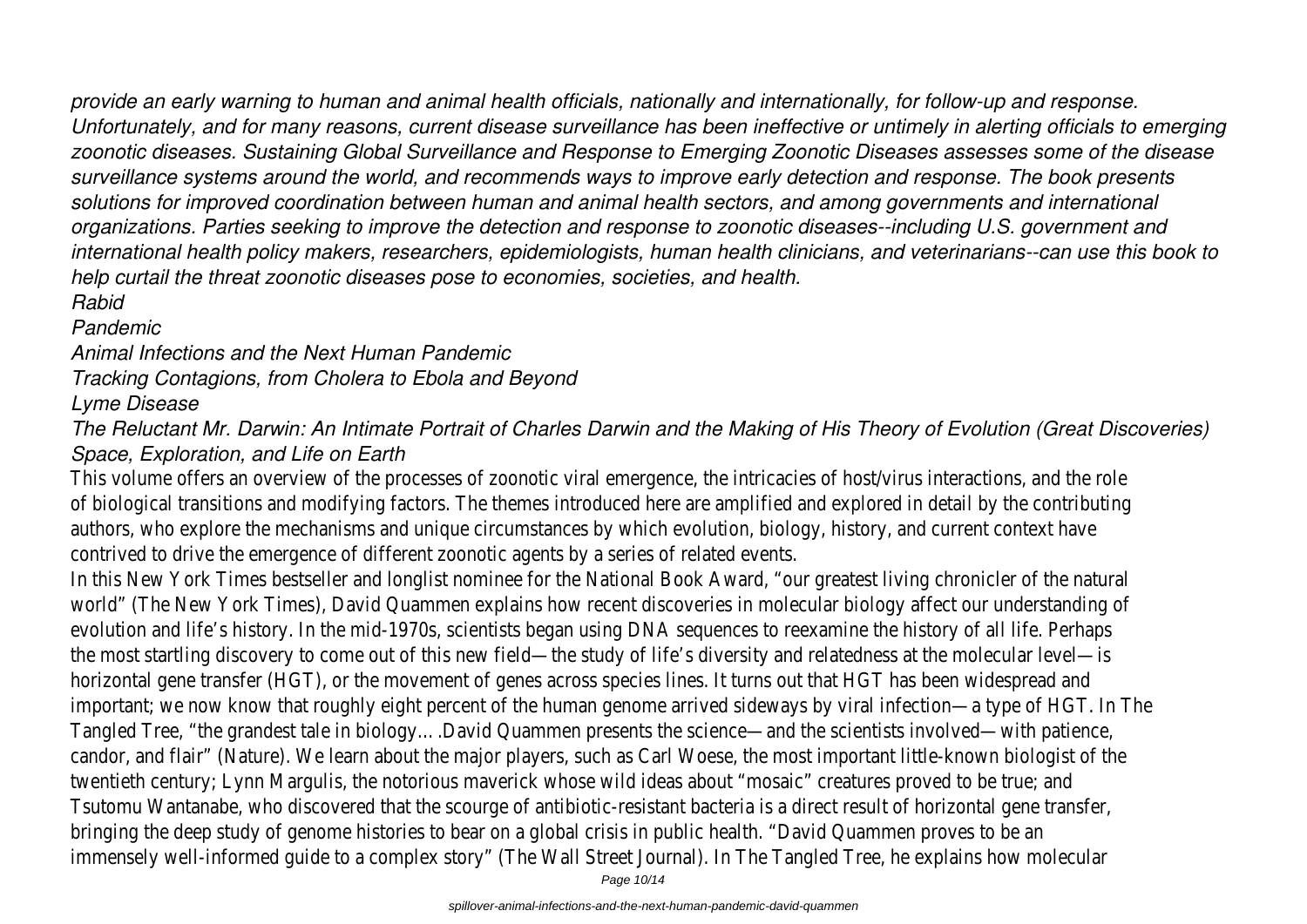*provide an early warning to human and animal health officials, nationally and internationally, for follow-up and response. Unfortunately, and for many reasons, current disease surveillance has been ineffective or untimely in alerting officials to emerging zoonotic diseases. Sustaining Global Surveillance and Response to Emerging Zoonotic Diseases assesses some of the disease surveillance systems around the world, and recommends ways to improve early detection and response. The book presents solutions for improved coordination between human and animal health sectors, and among governments and international organizations. Parties seeking to improve the detection and response to zoonotic diseases--including U.S. government and international health policy makers, researchers, epidemiologists, human health clinicians, and veterinarians--can use this book to help curtail the threat zoonotic diseases pose to economies, societies, and health.*

*Rabid*

*Pandemic*

*Animal Infections and the Next Human Pandemic*

*Tracking Contagions, from Cholera to Ebola and Beyond*

*Lyme Disease*

*The Reluctant Mr. Darwin: An Intimate Portrait of Charles Darwin and the Making of His Theory of Evolution (Great Discoveries)*

*Space, Exploration, and Life on Earth*

This volume offers an overview of the processes of zoonotic viral emergence, the intricacies of host/virus interactions, and the role of biological transitions and modifying factors. The themes introduced here are amplified and explored in detail by the contributing authors, who explore the mechanisms and unique circumstances by which evolution, biology, history, and current context have contrived to drive the emergence of different zoonotic agents by a series of related events.

In this New York Times bestseller and longlist nominee for the National Book Award, "our greatest living chronicler of the natural world" (The New York Times), David Quammen explains how recent discoveries in molecular biology affect our understanding of evolution and life's history. In the mid-1970s, scientists began using DNA sequences to reexamine the history of all life. Perhaps the most startling discovery to come out of this new field—the study of life's diversity and relatedness at the molecular level—is horizontal gene transfer (HGT), or the movement of genes across species lines. It turns out that HGT has been widespread and important; we now know that roughly eight percent of the human genome arrived sideways by viral infection—a type of HGT. In The Tangled Tree, "the grandest tale in biology….David Quammen presents the science—and the scientists involved—with patience, candor, and flair" (Nature). We learn about the major players, such as Carl Woese, the most important little-known biologist of the twentieth century; Lynn Margulis, the notorious maverick whose wild ideas about "mosaic" creatures proved to be true; and Tsutomu Wantanabe, who discovered that the scourge of antibiotic-resistant bacteria is a direct result of horizontal gene transfer, bringing the deep study of genome histories to bear on a global crisis in public health. "David Quammen proves to be an immensely well-informed guide to a complex story" (The Wall Street Journal). In The Tangled Tree, he explains how molecular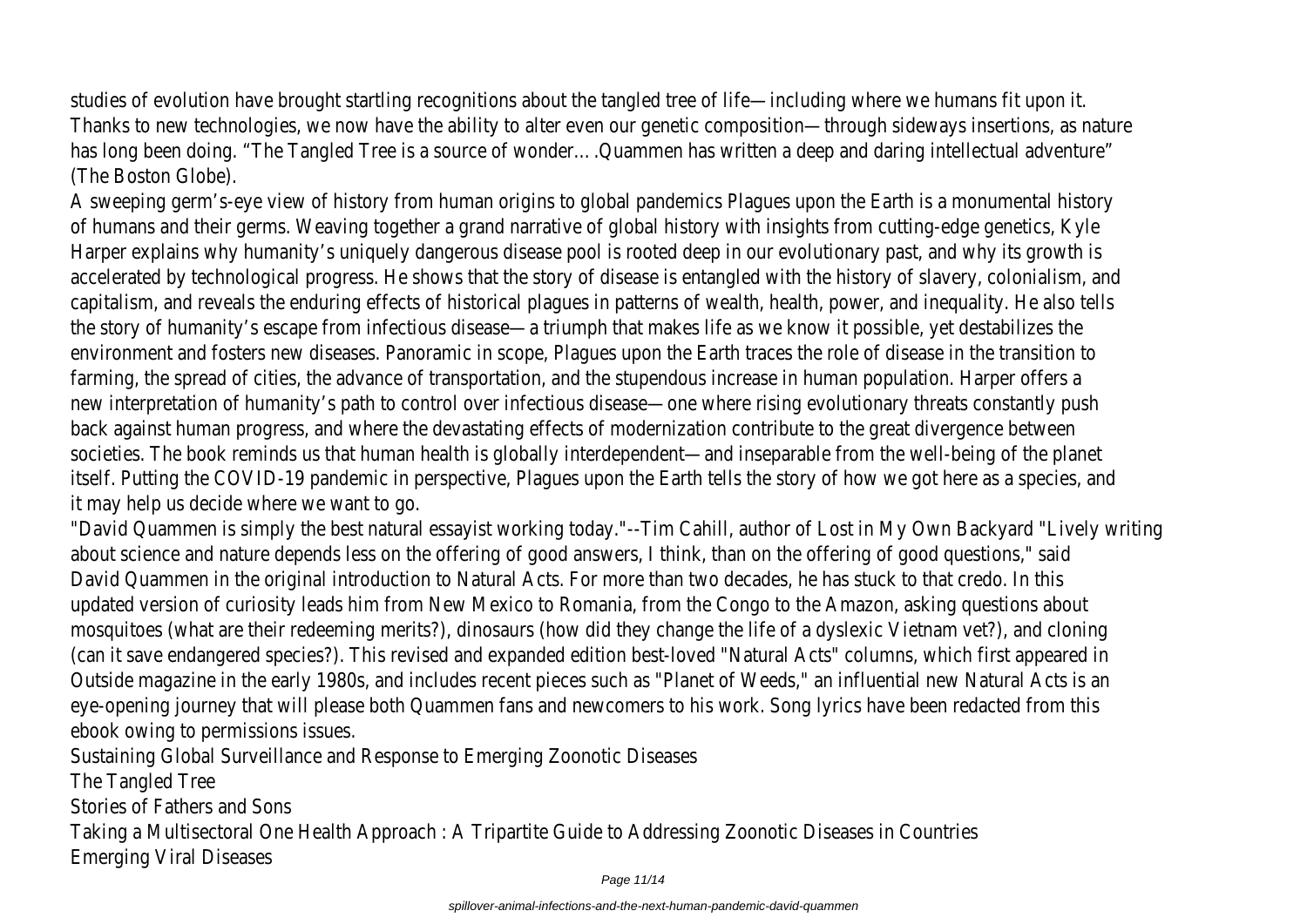studies of evolution have brought startling recognitions about the tangled tree of life—including where we humans fit upon it. Thanks to new technologies, we now have the ability to alter even our genetic composition—through sideways insertions, as nature has long been doing. "The Tangled Tree is a source of wonder….Quammen has written a deep and daring intellectual adventure" (The Boston Globe).

A sweeping germ's-eye view of history from human origins to global pandemics Plagues upon the Earth is a monumental history of humans and their germs. Weaving together a grand narrative of global history with insights from cutting-edge genetics, Kyle Harper explains why humanity's uniquely dangerous disease pool is rooted deep in our evolutionary past, and why its growth is accelerated by technological progress. He shows that the story of disease is entangled with the history of slavery, colonialism, and capitalism, and reveals the enduring effects of historical plagues in patterns of wealth, health, power, and inequality. He also tells the story of humanity's escape from infectious disease—a triumph that makes life as we know it possible, yet destabilizes the environment and fosters new diseases. Panoramic in scope, Plagues upon the Earth traces the role of disease in the transition to farming, the spread of cities, the advance of transportation, and the stupendous increase in human population. Harper offers a new interpretation of humanity's path to control over infectious disease—one where rising evolutionary threats constantly push back against human progress, and where the devastating effects of modernization contribute to the great divergence between societies. The book reminds us that human health is globally interdependent—and inseparable from the well-being of the planet itself. Putting the COVID-19 pandemic in perspective, Plagues upon the Earth tells the story of how we got here as a species, and it may help us decide where we want to go.

"David Quammen is simply the best natural essayist working today."--Tim Cahill, author of Lost in My Own Backyard "Lively writing about science and nature depends less on the offering of good answers, I think, than on the offering of good questions," said David Quammen in the original introduction to Natural Acts. For more than two decades, he has stuck to that credo. In this updated version of curiosity leads him from New Mexico to Romania, from the Congo to the Amazon, asking questions about mosquitoes (what are their redeeming merits?), dinosaurs (how did they change the life of a dyslexic Vietnam vet?), and cloning (can it save endangered species?). This revised and expanded edition best-loved "Natural Acts" columns, which first appeared in Outside magazine in the early 1980s, and includes recent pieces such as "Planet of Weeds," an influential new Natural Acts is an eye-opening journey that will please both Quammen fans and newcomers to his work. Song lyrics have been redacted from this ebook owing to permissions issues.

Sustaining Global Surveillance and Response to Emerging Zoonotic Diseases

The Tangled Tree

Stories of Fathers and Sons

Taking a Multisectoral One Health Approach : A Tripartite Guide to Addressing Zoonotic Diseases in Countries

Emerging Viral Diseases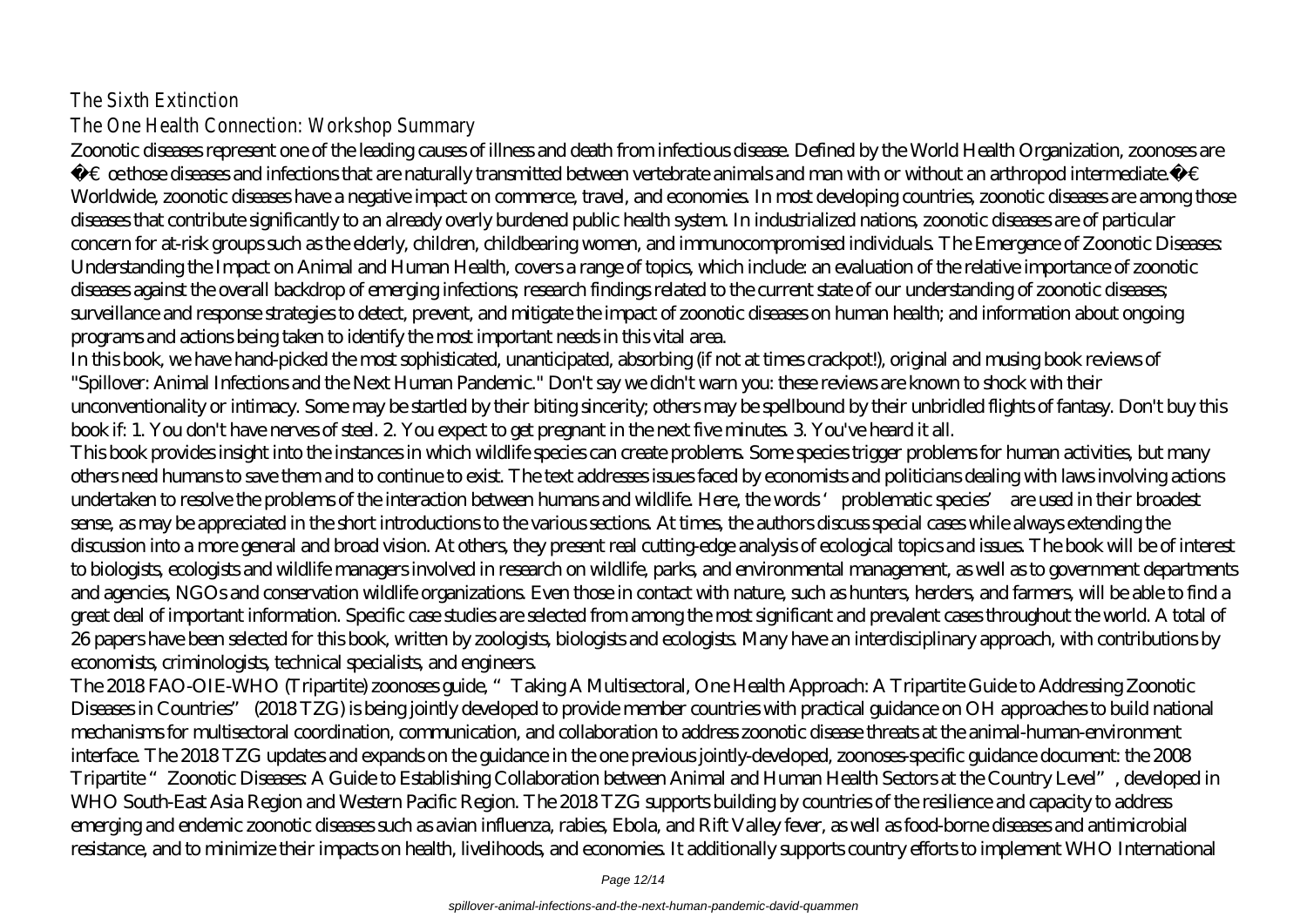## The Sixth Extinction

## The One Health Connection: Workshop Summary

Zoonotic diseases represent one of the leading causes of illness and death from infectious disease. Defined by the World Health Organization, zoonoses are â€œthose diseases and infections that are naturally transmitted between vertebrate animals and man with or without an arthropod intermediate.â€ Worldwide, zoonotic diseases have a negative impact on commerce, travel, and economies. In most developing countries, zoonotic diseases are among those diseases that contribute significantly to an already overly burdened public health system. In industrialized nations, zoonotic diseases are of particular concern for at-risk groups such as the elderly, children, childbearing women, and immunocompromised individuals. The Emergence of Zoonotic Diseases: Understanding the Impact on Animal and Human Health, covers a range of topics, which include: an evaluation of the relative importance of zoonotic diseases against the overall backdrop of emerging infections; research findings related to the current state of our understanding of zoonotic diseases; surveillance and response strategies to detect, prevent, and mitigate the impact of zoonotic diseases on human health; and information about ongoing programs and actions being taken to identify the most important needs in this vital area.

In this book, we have hand-picked the most sophisticated, unanticipated, absorbing (if not at times crackpot!), original and musing book reviews of "Spillover: Animal Infections and the Next Human Pandemic." Don't say we didn't warn you: these reviews are known to shock with their unconventionality or intimacy. Some may be startled by their biting sincerity; others may be spellbound by their unbridled flights of fantasy. Don't buy this book if: 1. You don't have nerves of steel. 2. You expect to get pregnant in the next five minutes. 3. You've heard it all.

This book provides insight into the instances in which wildlife species can create problems. Some species trigger problems for human activities, but many others need humans to save them and to continue to exist. The text addresses issues faced by economists and politicians dealing with laws involving actions undertaken to resolve the problems of the interaction between humans and wildlife. Here, the words 'problematic species' are used in their broadest sense, as may be appreciated in the short introductions to the various sections. At times, the authors discuss special cases while always extending the discussion into a more general and broad vision. At others, they present real cutting-edge analysis of ecological topics and issues. The book will be of interest to biologists, ecologists and wildlife managers involved in research on wildlife, parks, and environmental management, as well as to government departments and agencies, NGOs and conservation wildlife organizations. Even those in contact with nature, such as hunters, herders, and farmers, will be able to find a great deal of important information. Specific case studies are selected from among the most significant and prevalent cases throughout the world. A total of 26 papers have been selected for this book, written by zoologists, biologists and ecologists. Many have an interdisciplinary approach, with contributions by economists, criminologists, technical specialists, and engineers.

The 2018 FAO-OIE-WHO (Tripartite) zoonoses guide, "Taking A Multisectoral, One Health Approach: A Tripartite Guide to Addressing Zoonotic Diseases in Countries" (2018 TZG) is being jointly developed to provide member countries with practical guidance on OH approaches to build national mechanisms for multisectoral coordination, communication, and collaboration to address zoonotic disease threats at the animal-human-environment interface. The 2018 TZG updates and expands on the guidance in the one previous jointly-developed, zoonoses-specific guidance document: the 2008 Tripartite "Zoonotic Diseases: A Guide to Establishing Collaboration between Animal and Human Health Sectors at the Country Level", developed in WHO South-East Asia Region and Western Pacific Region. The 2018 TZG supports building by countries of the resilience and capacity to address emerging and endemic zoonotic diseases such as avian influenza, rabies, Ebola, and Rift Valley fever, as well as food-borne diseases and antimicrobial resistance, and to minimize their impacts on health, livelihoods, and economies. It additionally supports country efforts to implement WHO International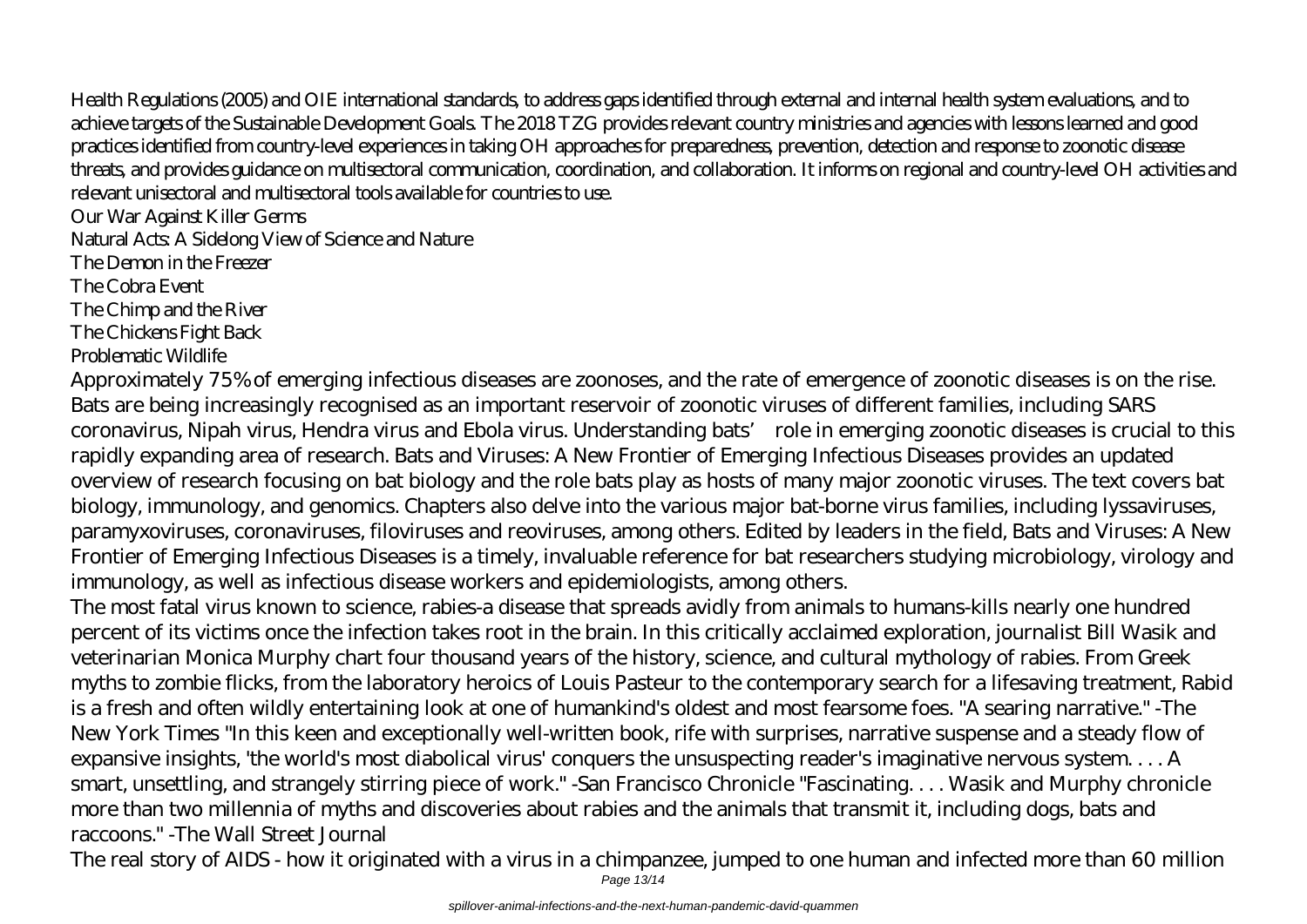Health Regulations (2005) and OIE international standards, to address gaps identified through external and internal health system evaluations, and to achieve targets of the Sustainable Development Goals. The 2018 TZG provides relevant country ministries and agencies with lessons learned and good practices identified from country-level experiences in taking OH approaches for preparedness, prevention, detection and response to zoonotic disease threats, and provides guidance on multisectoral communication, coordination, and collaboration. It informs on regional and country-level OH activities and relevant unisectoral and multisectoral tools available for countries to use.

Our War Against Killer Germs

Natural Acts: A Sidelong View of Science and Nature

The Demon in the Freezer

The Cobra Event

The Chimp and the River

The Chickens Fight Back

Problematic Wildlife

Approximately 75% of emerging infectious diseases are zoonoses, and the rate of emergence of zoonotic diseases is on the rise. Bats are being increasingly recognised as an important reservoir of zoonotic viruses of different families, including SARS coronavirus, Nipah virus, Hendra virus and Ebola virus. Understanding bats' role in emerging zoonotic diseases is crucial to this rapidly expanding area of research. Bats and Viruses: A New Frontier of Emerging Infectious Diseases provides an updated overview of research focusing on bat biology and the role bats play as hosts of many major zoonotic viruses. The text covers bat biology, immunology, and genomics. Chapters also delve into the various major bat-borne virus families, including lyssaviruses, paramyxoviruses, coronaviruses, filoviruses and reoviruses, among others. Edited by leaders in the field, Bats and Viruses: A New Frontier of Emerging Infectious Diseases is a timely, invaluable reference for bat researchers studying microbiology, virology and immunology, as well as infectious disease workers and epidemiologists, among others.

The most fatal virus known to science, rabies-a disease that spreads avidly from animals to humans-kills nearly one hundred percent of its victims once the infection takes root in the brain. In this critically acclaimed exploration, journalist Bill Wasik and veterinarian Monica Murphy chart four thousand years of the history, science, and cultural mythology of rabies. From Greek myths to zombie flicks, from the laboratory heroics of Louis Pasteur to the contemporary search for a lifesaving treatment, Rabid is a fresh and often wildly entertaining look at one of humankind's oldest and most fearsome foes. "A searing narrative." -The New York Times "In this keen and exceptionally well-written book, rife with surprises, narrative suspense and a steady flow of expansive insights, 'the world's most diabolical virus' conquers the unsuspecting reader's imaginative nervous system. . . . A smart, unsettling, and strangely stirring piece of work." -San Francisco Chronicle "Fascinating. . . . Wasik and Murphy chronicle more than two millennia of myths and discoveries about rabies and the animals that transmit it, including dogs, bats and raccoons." -The Wall Street Journal

The real story of AIDS - how it originated with a virus in a chimpanzee, jumped to one human and infected more than 60 million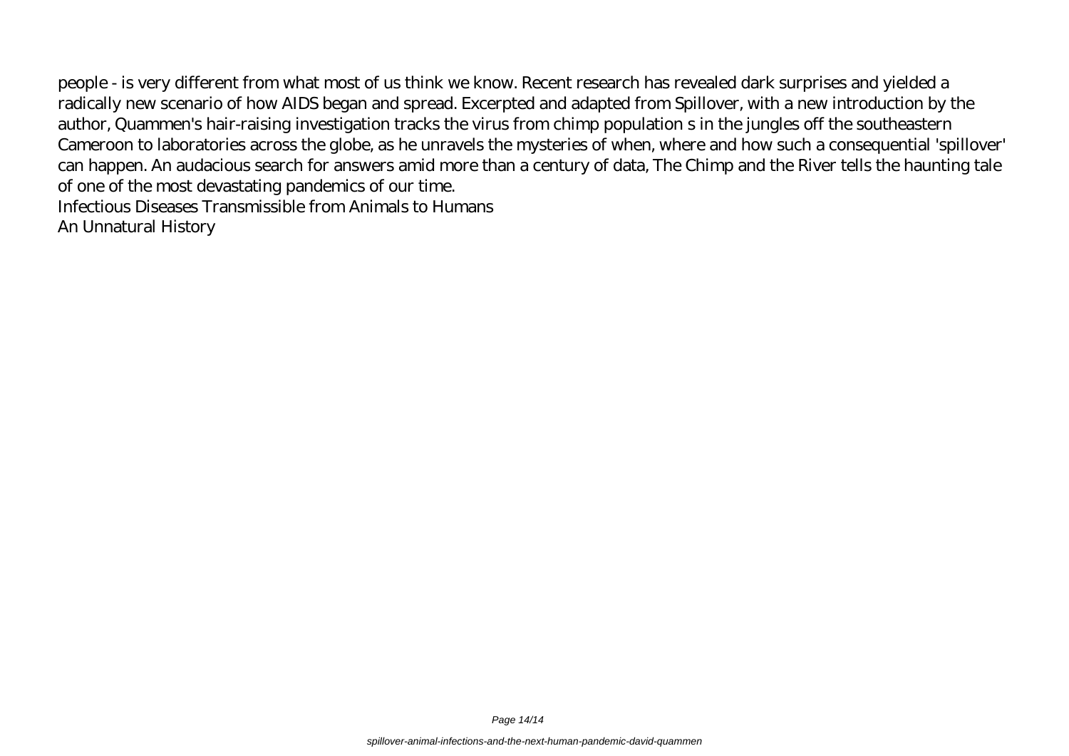people - is very different from what most of us think we know. Recent research has revealed dark surprises and yielded a radically new scenario of how AIDS began and spread. Excerpted and adapted from Spillover, with a new introduction by the author, Quammen's hair-raising investigation tracks the virus from chimp population s in the jungles off the southeastern Cameroon to laboratories across the globe, as he unravels the mysteries of when, where and how such a consequential 'spillover' can happen. An audacious search for answers amid more than a century of data, The Chimp and the River tells the haunting tale of one of the most devastating pandemics of our time.

Infectious Diseases Transmissible from Animals to Humans

An Unnatural History